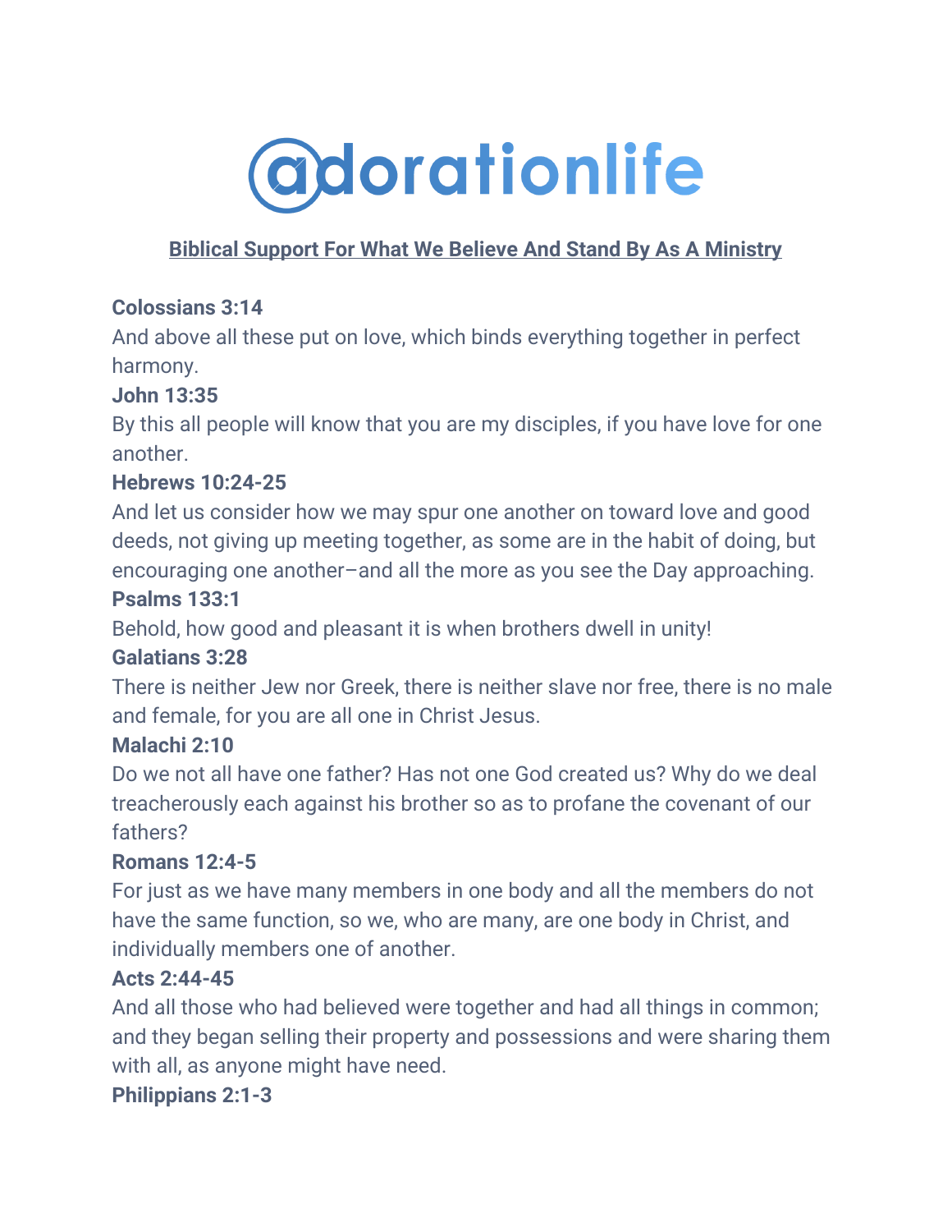# adorationlife

**Biblical Support For What We Believe And Stand By As A Ministry**

**Colossians 3:14**
And above all these put on love, which binds everything together in perfect harmony.

**John 13:35**
By this all people will know that you are my disciples, if you have love for one another.

**Hebrews 10:24-25**
And let us consider how we may spur one another on toward love and good deeds, not giving up meeting together, as some are in the habit of doing, but encouraging one another–and all the more as you see the Day approaching.

**Psalms 133:1**
Behold, how good and pleasant it is when brothers dwell in unity!

**Galatians 3:28**
There is neither Jew nor Greek, there is neither slave nor free, there is no male and female, for you are all one in Christ Jesus.

**Malachi 2:10**
Do we not all have one father? Has not one God created us? Why do we deal treacherously each against his brother so as to profane the covenant of our fathers?

**Romans 12:4-5**
For just as we have many members in one body and all the members do not have the same function, so we, who are many, are one body in Christ, and individually members one of another.

**Acts 2:44-45**
And all those who had believed were together and had all things in common; and they began selling their property and possessions and were sharing them with all, as anyone might have need.

**Philippians 2:1-3**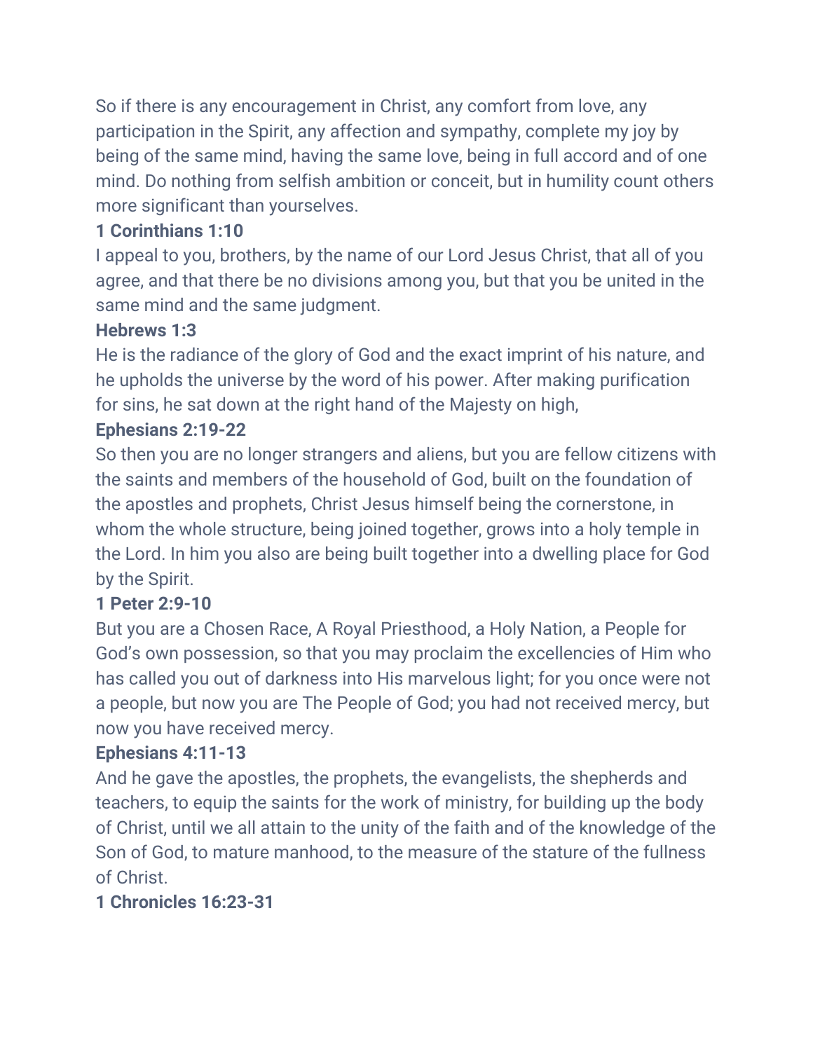So if there is any encouragement in Christ, any comfort from love, any participation in the Spirit, any affection and sympathy, complete my joy by being of the same mind, having the same love, being in full accord and of one mind. Do nothing from selfish ambition or conceit, but in humility count others more significant than yourselves.

**1 Corinthians 1:10**

I appeal to you, brothers, by the name of our Lord Jesus Christ, that all of you agree, and that there be no divisions among you, but that you be united in the same mind and the same judgment.

**Hebrews 1:3**

He is the radiance of the glory of God and the exact imprint of his nature, and he upholds the universe by the word of his power. After making purification for sins, he sat down at the right hand of the Majesty on high,

**Ephesians 2:19-22**

So then you are no longer strangers and aliens, but you are fellow citizens with the saints and members of the household of God, built on the foundation of the apostles and prophets, Christ Jesus himself being the cornerstone, in whom the whole structure, being joined together, grows into a holy temple in the Lord. In him you also are being built together into a dwelling place for God by the Spirit.

**1 Peter 2:9-10**

But you are a Chosen Race, A Royal Priesthood, a Holy Nation, a People for God's own possession, so that you may proclaim the excellencies of Him who has called you out of darkness into His marvelous light; for you once were not a people, but now you are The People of God; you had not received mercy, but now you have received mercy.

**Ephesians 4:11-13**

And he gave the apostles, the prophets, the evangelists, the shepherds and teachers, to equip the saints for the work of ministry, for building up the body of Christ, until we all attain to the unity of the faith and of the knowledge of the Son of God, to mature manhood, to the measure of the stature of the fullness of Christ.

**1 Chronicles 16:23-31**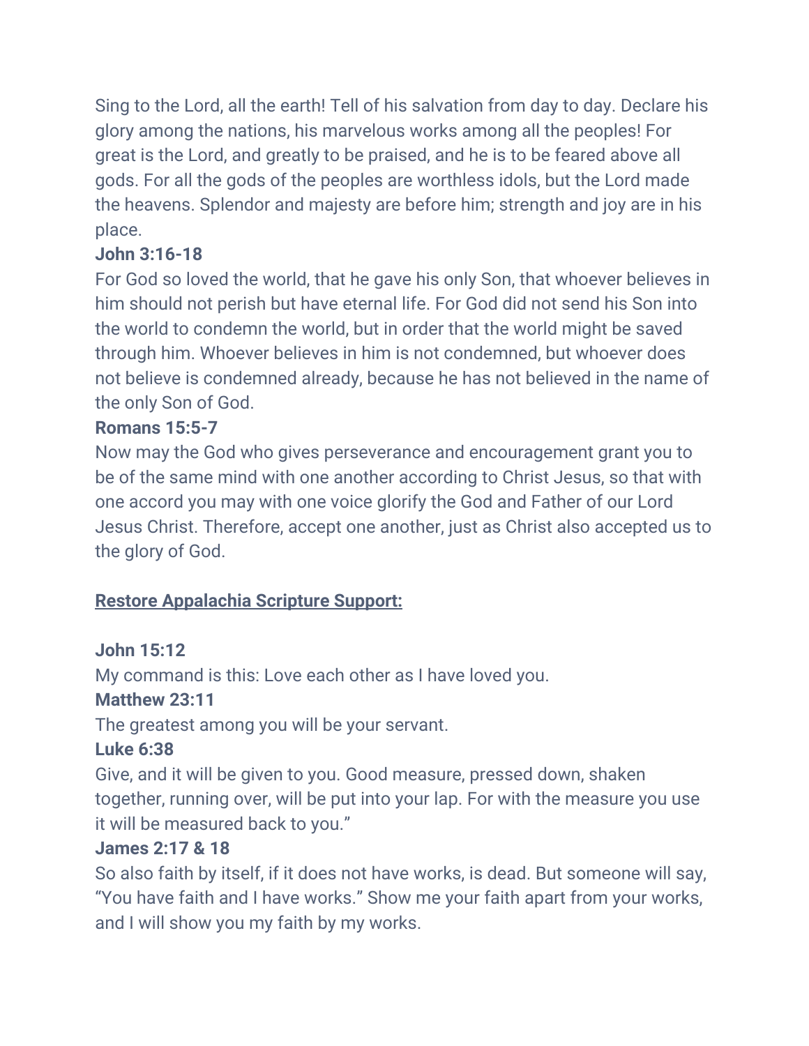Sing to the Lord, all the earth! Tell of his salvation from day to day. Declare his glory among the nations, his marvelous works among all the peoples! For great is the Lord, and greatly to be praised, and he is to be feared above all gods. For all the gods of the peoples are worthless idols, but the Lord made the heavens. Splendor and majesty are before him; strength and joy are in his place.

**John 3:16-18**

For God so loved the world, that he gave his only Son, that whoever believes in him should not perish but have eternal life. For God did not send his Son into the world to condemn the world, but in order that the world might be saved through him. Whoever believes in him is not condemned, but whoever does not believe is condemned already, because he has not believed in the name of the only Son of God.

**Romans 15:5-7**

Now may the God who gives perseverance and encouragement grant you to be of the same mind with one another according to Christ Jesus, so that with one accord you may with one voice glorify the God and Father of our Lord Jesus Christ. Therefore, accept one another, just as Christ also accepted us to the glory of God.

**<u>Restore Appalachia Scripture Support:</u>**

**John 15:12**

My command is this: Love each other as I have loved you.

**Matthew 23:11**

The greatest among you will be your servant.

**Luke 6:38**

Give, and it will be given to you. Good measure, pressed down, shaken together, running over, will be put into your lap. For with the measure you use it will be measured back to you."

**James 2:17 & 18**

So also faith by itself, if it does not have works, is dead. But someone will say, "You have faith and I have works." Show me your faith apart from your works, and I will show you my faith by my works.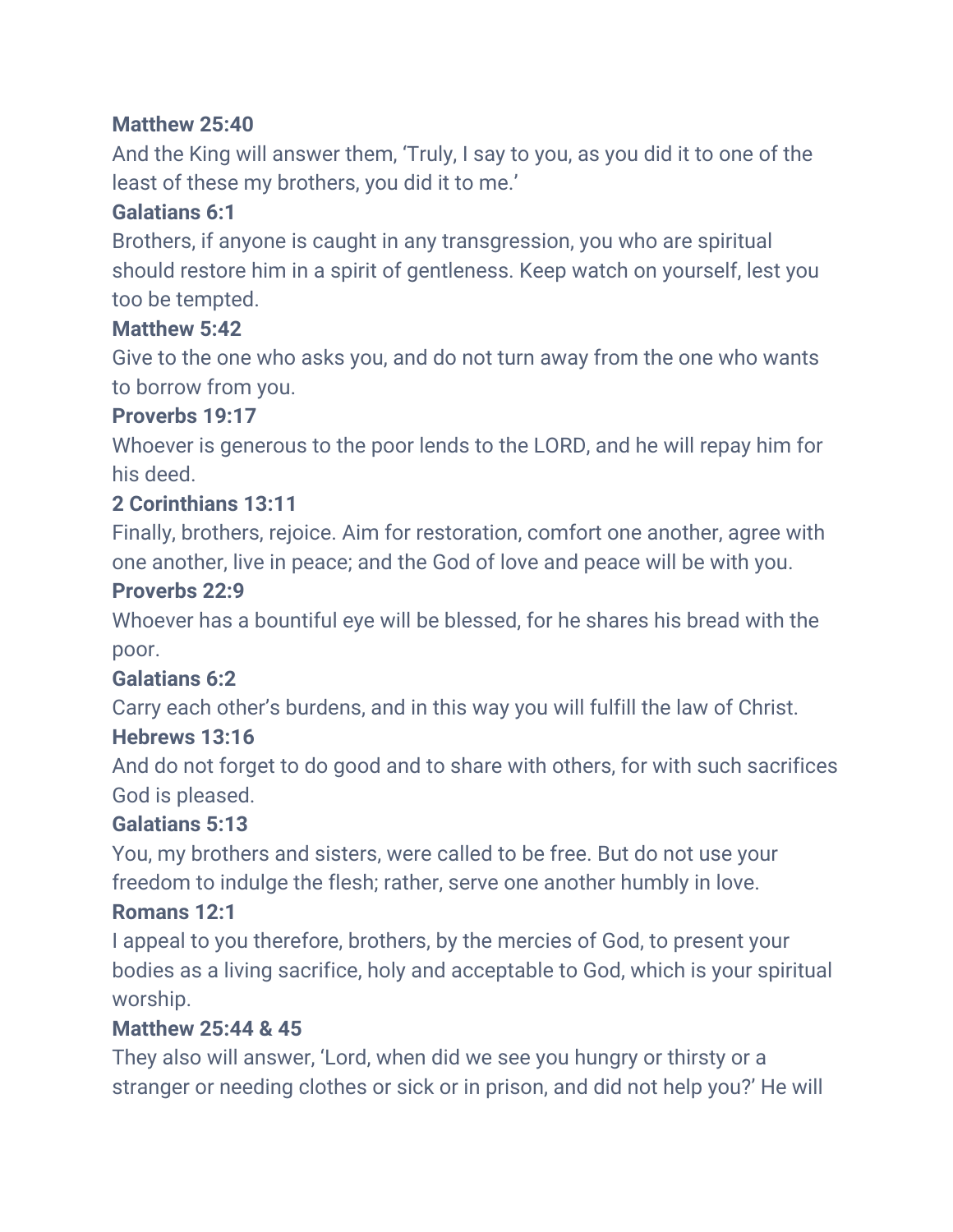**Matthew 25:40**

And the King will answer them, ‘Truly, I say to you, as you did it to one of the least of these my brothers, you did it to me.’

**Galatians 6:1**

Brothers, if anyone is caught in any transgression, you who are spiritual should restore him in a spirit of gentleness. Keep watch on yourself, lest you too be tempted.

**Matthew 5:42**

Give to the one who asks you, and do not turn away from the one who wants to borrow from you.

**Proverbs 19:17**

Whoever is generous to the poor lends to the LORD, and he will repay him for his deed.

**2 Corinthians 13:11**

Finally, brothers, rejoice. Aim for restoration, comfort one another, agree with one another, live in peace; and the God of love and peace will be with you.

**Proverbs 22:9**

Whoever has a bountiful eye will be blessed, for he shares his bread with the poor.

**Galatians 6:2**

Carry each other’s burdens, and in this way you will fulfill the law of Christ.

**Hebrews 13:16**

And do not forget to do good and to share with others, for with such sacrifices God is pleased.

**Galatians 5:13**

You, my brothers and sisters, were called to be free. But do not use your freedom to indulge the flesh; rather, serve one another humbly in love.

**Romans 12:1**

I appeal to you therefore, brothers, by the mercies of God, to present your bodies as a living sacrifice, holy and acceptable to God, which is your spiritual worship.

**Matthew 25:44 & 45**

They also will answer, ‘Lord, when did we see you hungry or thirsty or a stranger or needing clothes or sick or in prison, and did not help you?’ He will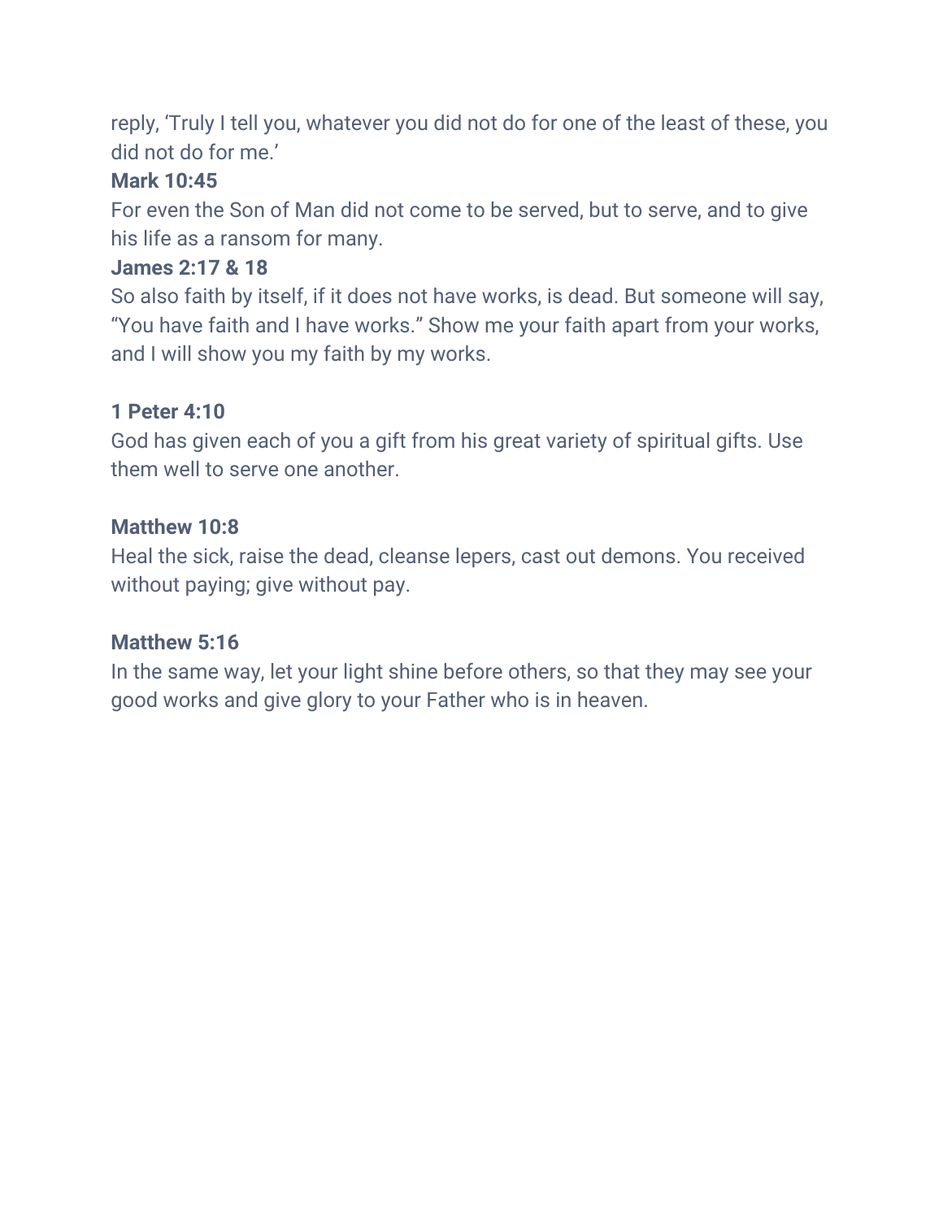reply, ‘Truly I tell you, whatever you did not do for one of the least of these, you did not do for me.’

**Mark 10:45**

For even the Son of Man did not come to be served, but to serve, and to give his life as a ransom for many.

**James 2:17 & 18**

So also faith by itself, if it does not have works, is dead. But someone will say, “You have faith and I have works.” Show me your faith apart from your works, and I will show you my faith by my works.

**1 Peter 4:10**

God has given each of you a gift from his great variety of spiritual gifts. Use them well to serve one another.

**Matthew 10:8**

Heal the sick, raise the dead, cleanse lepers, cast out demons. You received without paying; give without pay.

**Matthew 5:16**

In the same way, let your light shine before others, so that they may see your good works and give glory to your Father who is in heaven.